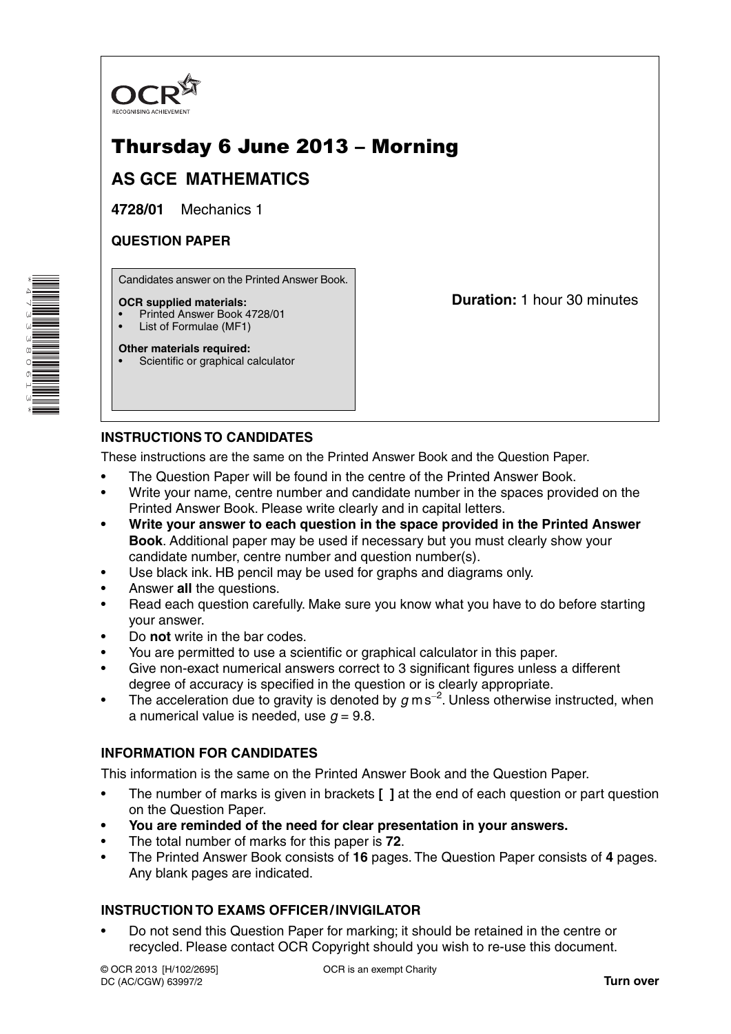OCR
RECOGNISING ACHIEVEMENT

# Thursday 6 June 2013 – Morning

## AS GCE MATHEMATICS

**4728/01** Mechanics 1

**QUESTION PAPER**

Candidates answer on the Printed Answer Book.

**OCR supplied materials:**
- Printed Answer Book 4728/01
- List of Formulae (MF1)

**Other materials required:**
- Scientific or graphical calculator

**Duration:** 1 hour 30 minutes

### INSTRUCTIONS TO CANDIDATES

These instructions are the same on the Printed Answer Book and the Question Paper.

- The Question Paper will be found in the centre of the Printed Answer Book.
- Write your name, centre number and candidate number in the spaces provided on the Printed Answer Book. Please write clearly and in capital letters.
- **Write your answer to each question in the space provided in the Printed Answer Book**. Additional paper may be used if necessary but you must clearly show your candidate number, centre number and question number(s).
- Use black ink. HB pencil may be used for graphs and diagrams only.
- Answer **all** the questions.
- Read each question carefully. Make sure you know what you have to do before starting your answer.
- Do **not** write in the bar codes.
- You are permitted to use a scientific or graphical calculator in this paper.
- Give non-exact numerical answers correct to 3 significant figures unless a different degree of accuracy is specified in the question or is clearly appropriate.
- The acceleration due to gravity is denoted by $g\,\mathrm{m\,s^{-2}}$. Unless otherwise instructed, when a numerical value is needed, use $g = 9.8$.

### INFORMATION FOR CANDIDATES

This information is the same on the Printed Answer Book and the Question Paper.

- The number of marks is given in brackets **[ ]** at the end of each question or part question on the Question Paper.
- **You are reminded of the need for clear presentation in your answers.**
- The total number of marks for this paper is **72**.
- The Printed Answer Book consists of **16** pages. The Question Paper consists of **4** pages. Any blank pages are indicated.

### INSTRUCTION TO EXAMS OFFICER / INVIGILATOR

- Do not send this Question Paper for marking; it should be retained in the centre or recycled. Please contact OCR Copyright should you wish to re-use this document.

© OCR 2013 [H/102/2695]
DC (AC/CGW) 63997/2

OCR is an exempt Charity

**Turn over**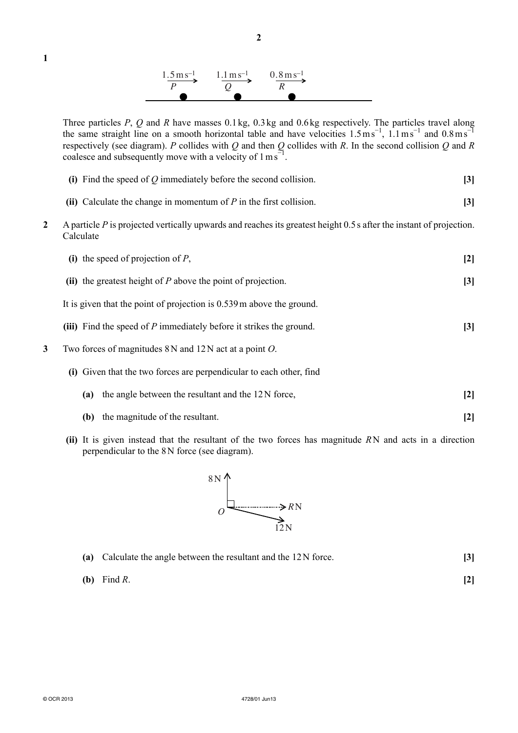**1**

$1.5\,\text{m}\,\text{s}^{-1}$ $P$ → $1.1\,\text{m}\,\text{s}^{-1}$ $Q$ → $0.8\,\text{m}\,\text{s}^{-1}$ $R$ →

Three particles $P$, $Q$ and $R$ have masses 0.1 kg, 0.3 kg and 0.6 kg respectively. The particles travel along the same straight line on a smooth horizontal table and have velocities $1.5\,\text{m}\,\text{s}^{-1}$, $1.1\,\text{m}\,\text{s}^{-1}$ and $0.8\,\text{m}\,\text{s}^{-1}$ respectively (see diagram). $P$ collides with $Q$ and then $Q$ collides with $R$. In the second collision $Q$ and $R$ coalesce and subsequently move with a velocity of $1\,\text{m}\,\text{s}^{-1}$.

**(i)** Find the speed of $Q$ immediately before the second collision. **[3]**

**(ii)** Calculate the change in momentum of $P$ in the first collision. **[3]**

**2** A particle $P$ is projected vertically upwards and reaches its greatest height 0.5 s after the instant of projection. Calculate

**(i)** the speed of projection of $P$, **[2]**

**(ii)** the greatest height of $P$ above the point of projection. **[3]**

It is given that the point of projection is 0.539 m above the ground.

**(iii)** Find the speed of $P$ immediately before it strikes the ground. **[3]**

**3** Two forces of magnitudes 8 N and 12 N act at a point $O$.

**(i)** Given that the two forces are perpendicular to each other, find

**(a)** the angle between the resultant and the 12 N force, **[2]**

**(b)** the magnitude of the resultant. **[2]**

**(ii)** It is given instead that the resultant of the two forces has magnitude $R$ N and acts in a direction perpendicular to the 8 N force (see diagram).

**(a)** Calculate the angle between the resultant and the 12 N force. **[3]**

**(b)** Find $R$. **[2]**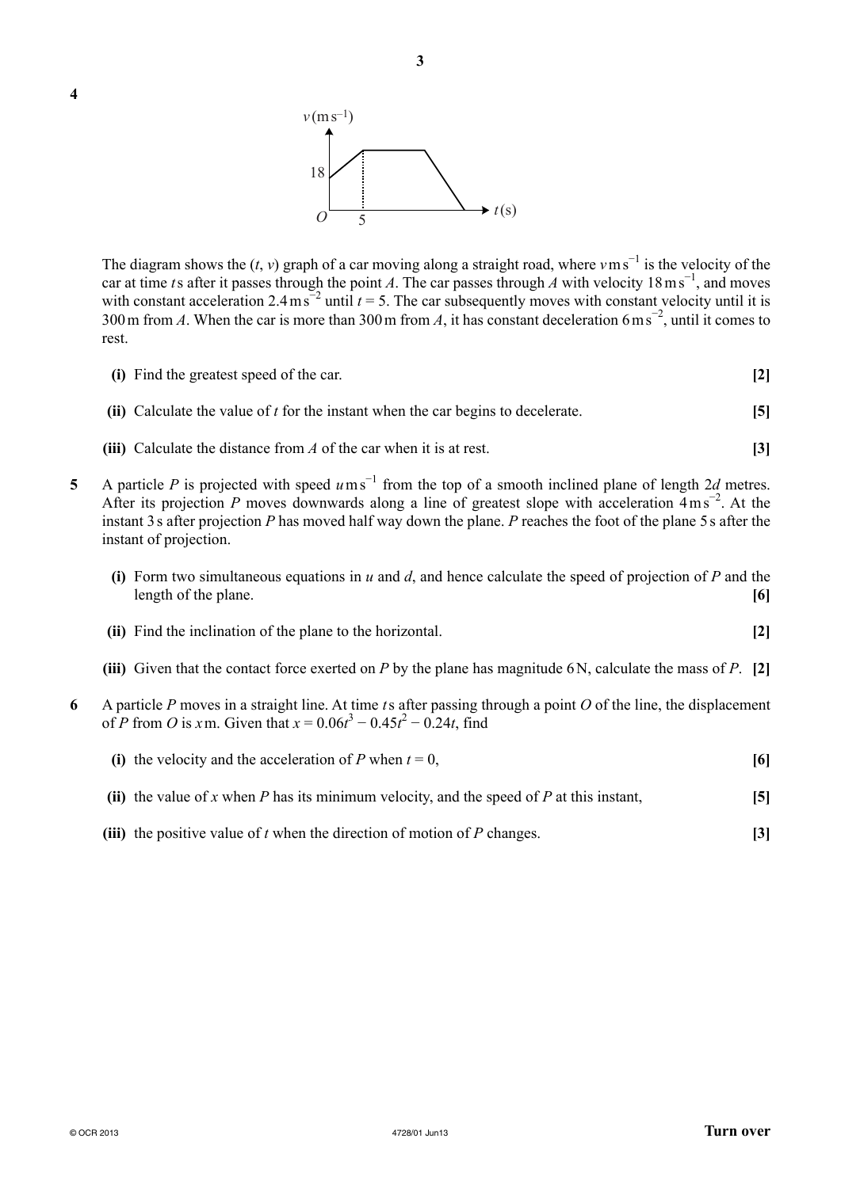**4**

The diagram shows the $(t, v)$ graph of a car moving along a straight road, where $v \text{ m s}^{-1}$ is the velocity of the car at time $t$ s after it passes through the point $A$. The car passes through $A$ with velocity $18 \text{ m s}^{-1}$, and moves with constant acceleration $2.4 \text{ m s}^{-2}$ until $t = 5$. The car subsequently moves with constant velocity until it is 300 m from $A$. When the car is more than 300 m from $A$, it has constant deceleration $6 \text{ m s}^{-2}$, until it comes to rest.

**(i)** Find the greatest speed of the car. **[2]**

**(ii)** Calculate the value of $t$ for the instant when the car begins to decelerate. **[5]**

**(iii)** Calculate the distance from $A$ of the car when it is at rest. **[3]**

**5** A particle $P$ is projected with speed $u \text{ m s}^{-1}$ from the top of a smooth inclined plane of length $2d$ metres. After its projection $P$ moves downwards along a line of greatest slope with acceleration $4 \text{ m s}^{-2}$. At the instant 3 s after projection $P$ has moved half way down the plane. $P$ reaches the foot of the plane 5 s after the instant of projection.

**(i)** Form two simultaneous equations in $u$ and $d$, and hence calculate the speed of projection of $P$ and the length of the plane. **[6]**

**(ii)** Find the inclination of the plane to the horizontal. **[2]**

**(iii)** Given that the contact force exerted on $P$ by the plane has magnitude 6 N, calculate the mass of $P$. **[2]**

**6** A particle $P$ moves in a straight line. At time $t$ s after passing through a point $O$ of the line, the displacement of $P$ from $O$ is $x$ m. Given that $x = 0.06t^3 - 0.45t^2 - 0.24t$, find

**(i)** the velocity and the acceleration of $P$ when $t = 0$, **[6]**

**(ii)** the value of $x$ when $P$ has its minimum velocity, and the speed of $P$ at this instant, **[5]**

**(iii)** the positive value of $t$ when the direction of motion of $P$ changes. **[3]**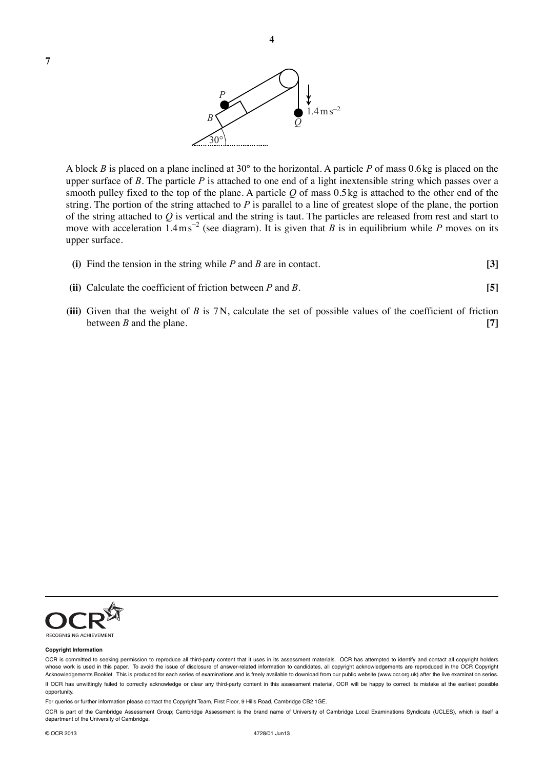**7**

P

B

30°

$1.4\,\text{m}\,\text{s}^{-2}$

Q

A block $B$ is placed on a plane inclined at 30° to the horizontal. A particle $P$ of mass 0.6 kg is placed on the upper surface of $B$. The particle $P$ is attached to one end of a light inextensible string which passes over a smooth pulley fixed to the top of the plane. A particle $Q$ of mass 0.5 kg is attached to the other end of the string. The portion of the string attached to $P$ is parallel to a line of greatest slope of the plane, the portion of the string attached to $Q$ is vertical and the string is taut. The particles are released from rest and start to move with acceleration $1.4\,\text{m}\,\text{s}^{-2}$ (see diagram). It is given that $B$ is in equilibrium while $P$ moves on its upper surface.

**(i)** Find the tension in the string while $P$ and $B$ are in contact. **[3]**

**(ii)** Calculate the coefficient of friction between $P$ and $B$. **[5]**

**(iii)** Given that the weight of $B$ is 7 N, calculate the set of possible values of the coefficient of friction between $B$ and the plane. **[7]**